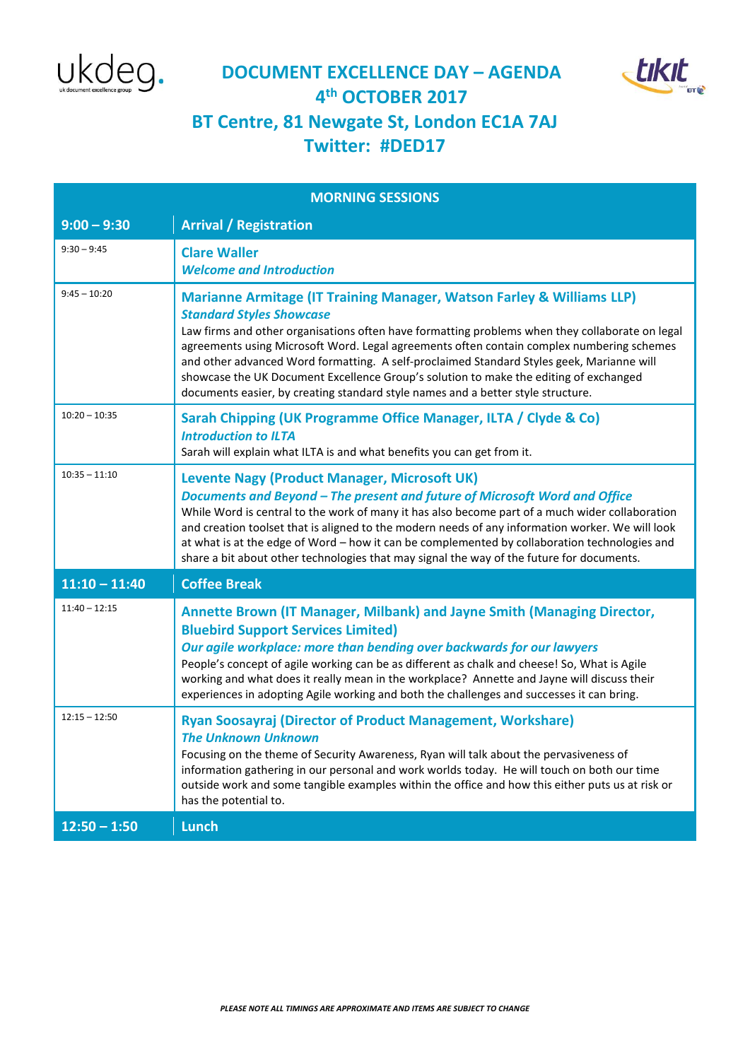# DOCUMENT EXCELLENCE DAY – AGENDA

## 4th OCTOBER 2017

## BT Centre, 81 Newgate St, London EC1A 7AJ

## Twitter: #DED17

| MORNING SESSIONS | |
|---|---|
| **9:00 – 9:30** | **Arrival / Registration** |
| 9:30 – 9:45 | **Clare Waller**<br>***Welcome and Introduction*** |
| 9:45 – 10:20 | **Marianne Armitage (IT Training Manager, Watson Farley & Williams LLP)**<br>***Standard Styles Showcase***<br>Law firms and other organisations often have formatting problems when they collaborate on legal agreements using Microsoft Word. Legal agreements often contain complex numbering schemes and other advanced Word formatting. A self-proclaimed Standard Styles geek, Marianne will showcase the UK Document Excellence Group's solution to make the editing of exchanged documents easier, by creating standard style names and a better style structure. |
| 10:20 – 10:35 | **Sarah Chipping (UK Programme Office Manager, ILTA / Clyde & Co)**<br>***Introduction to ILTA***<br>Sarah will explain what ILTA is and what benefits you can get from it. |
| 10:35 – 11:10 | **Levente Nagy (Product Manager, Microsoft UK)**<br>***Documents and Beyond – The present and future of Microsoft Word and Office***<br>While Word is central to the work of many it has also become part of a much wider collaboration and creation toolset that is aligned to the modern needs of any information worker. We will look at what is at the edge of Word – how it can be complemented by collaboration technologies and share a bit about other technologies that may signal the way of the future for documents. |
| **11:10 – 11:40** | **Coffee Break** |
| 11:40 – 12:15 | **Annette Brown (IT Manager, Milbank) and Jayne Smith (Managing Director, Bluebird Support Services Limited)**<br>***Our agile workplace: more than bending over backwards for our lawyers***<br>People's concept of agile working can be as different as chalk and cheese! So, What is Agile working and what does it really mean in the workplace? Annette and Jayne will discuss their experiences in adopting Agile working and both the challenges and successes it can bring. |
| 12:15 – 12:50 | **Ryan Soosayraj (Director of Product Management, Workshare)**<br>***The Unknown Unknown***<br>Focusing on the theme of Security Awareness, Ryan will talk about the pervasiveness of information gathering in our personal and work worlds today. He will touch on both our time outside work and some tangible examples within the office and how this either puts us at risk or has the potential to. |
| **12:50 – 1:50** | **Lunch** |

***PLEASE NOTE ALL TIMINGS ARE APPROXIMATE AND ITEMS ARE SUBJECT TO CHANGE***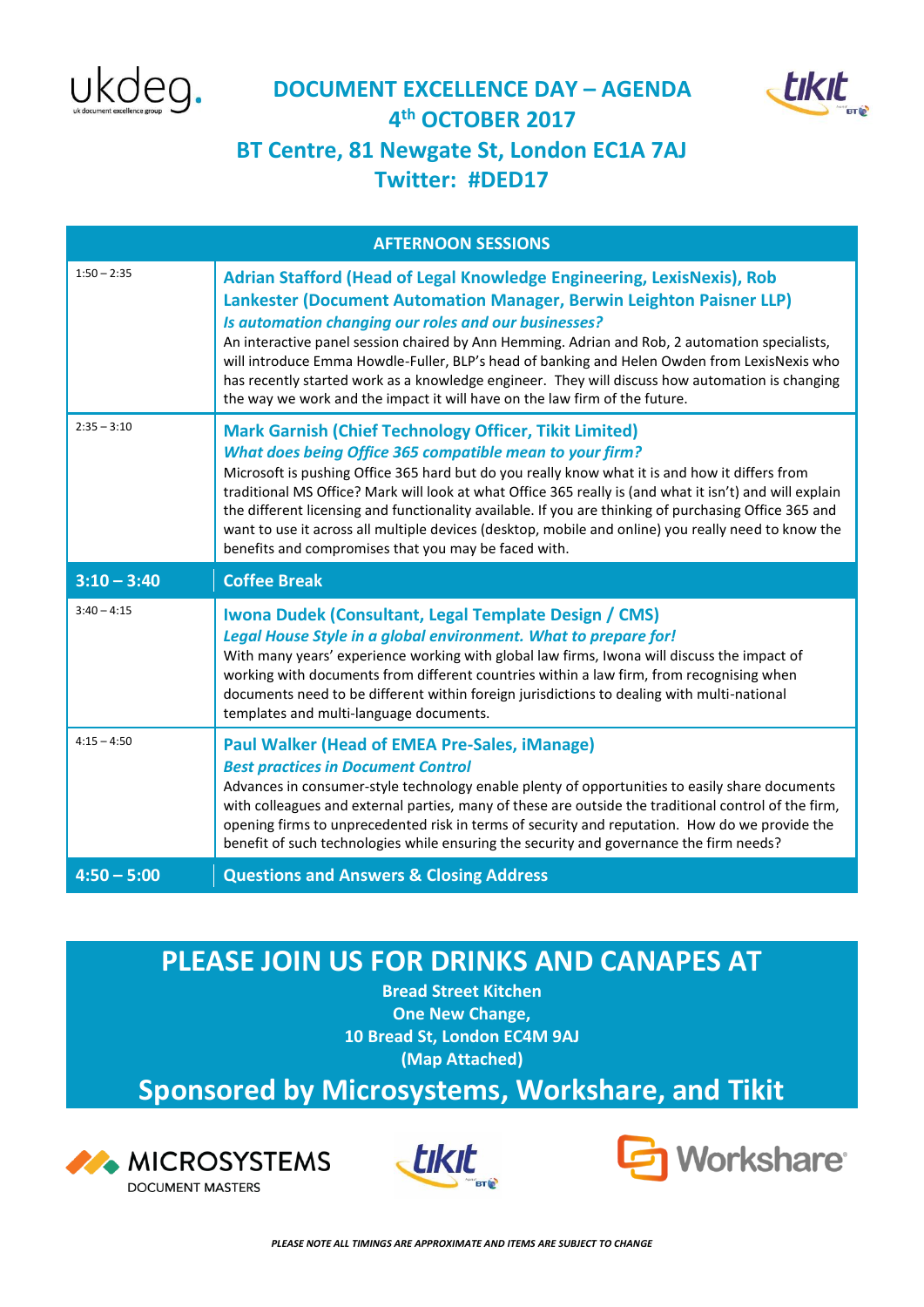# DOCUMENT EXCELLENCE DAY – AGENDA

## 4th OCTOBER 2017

## BT Centre, 81 Newgate St, London EC1A 7AJ

## Twitter: #DED17

| AFTERNOON SESSIONS | |
|---|---|
| 1:50 – 2:35 | **Adrian Stafford (Head of Legal Knowledge Engineering, LexisNexis), Rob Lankester (Document Automation Manager, Berwin Leighton Paisner LLP)**<br>***Is automation changing our roles and our businesses?***<br>An interactive panel session chaired by Ann Hemming. Adrian and Rob, 2 automation specialists, will introduce Emma Howdle-Fuller, BLP's head of banking and Helen Owden from LexisNexis who has recently started work as a knowledge engineer. They will discuss how automation is changing the way we work and the impact it will have on the law firm of the future. |
| 2:35 – 3:10 | **Mark Garnish (Chief Technology Officer, Tikit Limited)**<br>***What does being Office 365 compatible mean to your firm?***<br>Microsoft is pushing Office 365 hard but do you really know what it is and how it differs from traditional MS Office? Mark will look at what Office 365 really is (and what it isn't) and will explain the different licensing and functionality available. If you are thinking of purchasing Office 365 and want to use it across all multiple devices (desktop, mobile and online) you really need to know the benefits and compromises that you may be faced with. |
| **3:10 – 3:40** | **Coffee Break** |
| 3:40 – 4:15 | **Iwona Dudek (Consultant, Legal Template Design / CMS)**<br>***Legal House Style in a global environment. What to prepare for!***<br>With many years' experience working with global law firms, Iwona will discuss the impact of working with documents from different countries within a law firm, from recognising when documents need to be different within foreign jurisdictions to dealing with multi-national templates and multi-language documents. |
| 4:15 – 4:50 | **Paul Walker (Head of EMEA Pre-Sales, iManage)**<br>***Best practices in Document Control***<br>Advances in consumer-style technology enable plenty of opportunities to easily share documents with colleagues and external parties, many of these are outside the traditional control of the firm, opening firms to unprecedented risk in terms of security and reputation. How do we provide the benefit of such technologies while ensuring the security and governance the firm needs? |
| **4:50 – 5:00** | **Questions and Answers & Closing Address** |

## PLEASE JOIN US FOR DRINKS AND CANAPES AT

**Bread Street Kitchen**
**One New Change,**
**10 Bread St, London EC4M 9AJ**
**(Map Attached)**

## Sponsored by Microsystems, Workshare, and Tikit

MICROSYSTEMS DOCUMENT MASTERS

tikit

Workshare

*PLEASE NOTE ALL TIMINGS ARE APPROXIMATE AND ITEMS ARE SUBJECT TO CHANGE*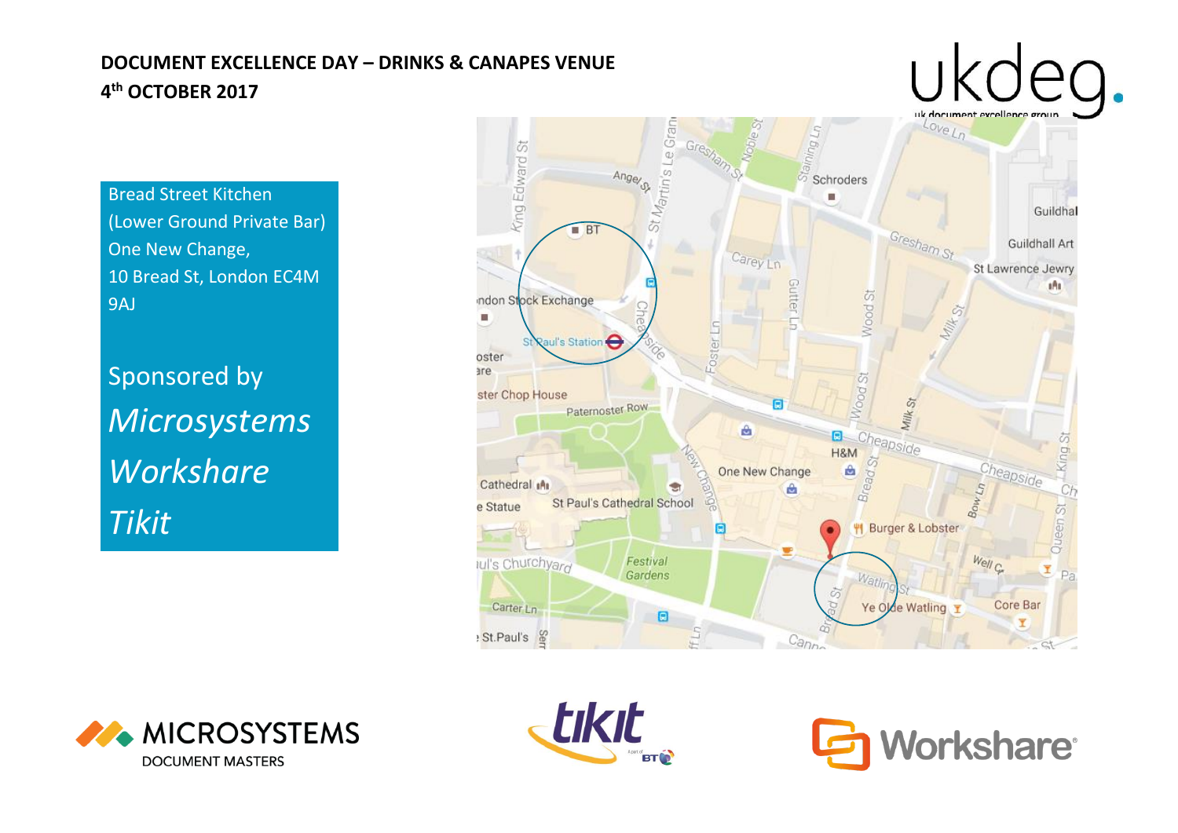# DOCUMENT EXCELLENCE DAY – DRINKS & CANAPES VENUE
# 4th OCTOBER 2017

ukdeg.
uk document excellence group

Bread Street Kitchen
(Lower Ground Private Bar)
One New Change,
10 Bread St, London EC4M 9AJ

Sponsored by
*Microsystems*
*Workshare*
*Tikit*

MICROSYSTEMS DOCUMENT MASTERS

tikit A part of BT

Workshare